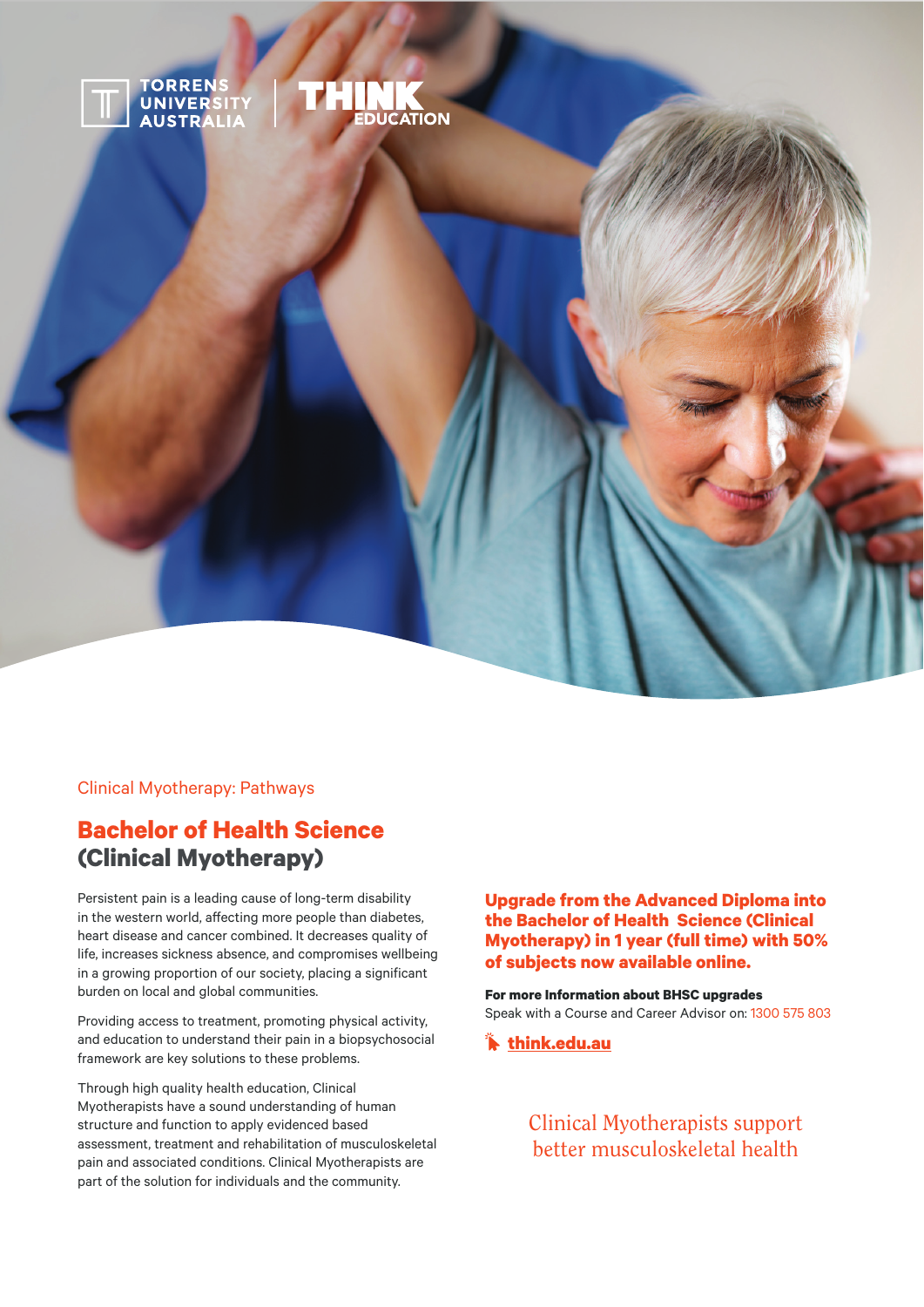TORRENS UNIVERSITY AUSTRALIA | THINK EDUCATION

Clinical Myotherapy: Pathways

# Bachelor of Health Science (Clinical Myotherapy)

Persistent pain is a leading cause of long-term disability in the western world, affecting more people than diabetes, heart disease and cancer combined. It decreases quality of life, increases sickness absence, and compromises wellbeing in a growing proportion of our society, placing a significant burden on local and global communities.

Providing access to treatment, promoting physical activity, and education to understand their pain in a biopsychosocial framework are key solutions to these problems.

Through high quality health education, Clinical Myotherapists have a sound understanding of human structure and function to apply evidenced based assessment, treatment and rehabilitation of musculoskeletal pain and associated conditions. Clinical Myotherapists are part of the solution for individuals and the community.

**Upgrade from the Advanced Diploma into the Bachelor of Health Science (Clinical Myotherapy) in 1 year (full time) with 50% of subjects now available online.**

**For more Information about BHSC upgrades**
Speak with a Course and Career Advisor on: 1300 575 803

**think.edu.au**

Clinical Myotherapists support better musculoskeletal health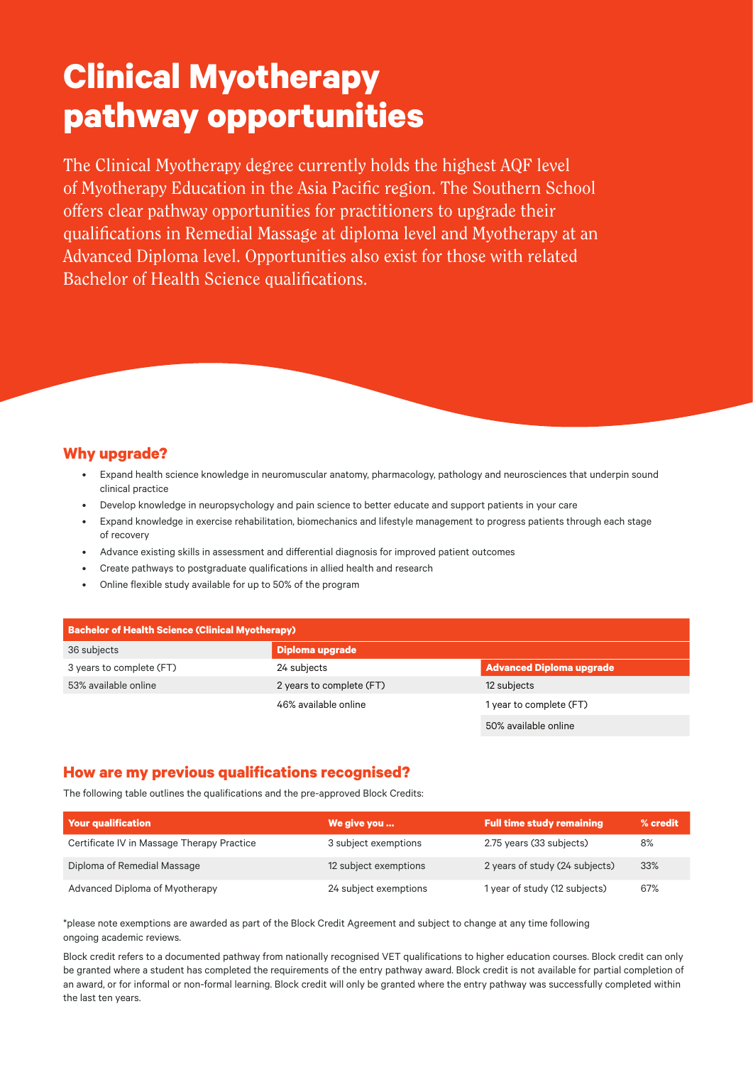# Clinical Myotherapy pathway opportunities

The Clinical Myotherapy degree currently holds the highest AQF level of Myotherapy Education in the Asia Pacific region. The Southern School offers clear pathway opportunities for practitioners to upgrade their qualifications in Remedial Massage at diploma level and Myotherapy at an Advanced Diploma level. Opportunities also exist for those with related Bachelor of Health Science qualifications.

## Why upgrade?

- Expand health science knowledge in neuromuscular anatomy, pharmacology, pathology and neurosciences that underpin sound clinical practice
- Develop knowledge in neuropsychology and pain science to better educate and support patients in your care
- Expand knowledge in exercise rehabilitation, biomechanics and lifestyle management to progress patients through each stage of recovery
- Advance existing skills in assessment and differential diagnosis for improved patient outcomes
- Create pathways to postgraduate qualifications in allied health and research
- Online flexible study available for up to 50% of the program

| Bachelor of Health Science (Clinical Myotherapy) | | |
|---|---|---|
| 36 subjects | **Diploma upgrade** | |
| 3 years to complete (FT) | 24 subjects | **Advanced Diploma upgrade** |
| 53% available online | 2 years to complete (FT) | 12 subjects |
| | 46% available online | 1 year to complete (FT) |
| | | 50% available online |

## How are my previous qualifications recognised?

The following table outlines the qualifications and the pre-approved Block Credits:

| Your qualification | We give you ... | Full time study remaining | % credit |
|---|---|---|---|
| Certificate IV in Massage Therapy Practice | 3 subject exemptions | 2.75 years (33 subjects) | 8% |
| Diploma of Remedial Massage | 12 subject exemptions | 2 years of study (24 subjects) | 33% |
| Advanced Diploma of Myotherapy | 24 subject exemptions | 1 year of study (12 subjects) | 67% |

*please note exemptions are awarded as part of the Block Credit Agreement and subject to change at any time following ongoing academic reviews.

Block credit refers to a documented pathway from nationally recognised VET qualifications to higher education courses. Block credit can only be granted where a student has completed the requirements of the entry pathway award. Block credit is not available for partial completion of an award, or for informal or non-formal learning. Block credit will only be granted where the entry pathway was successfully completed within the last ten years.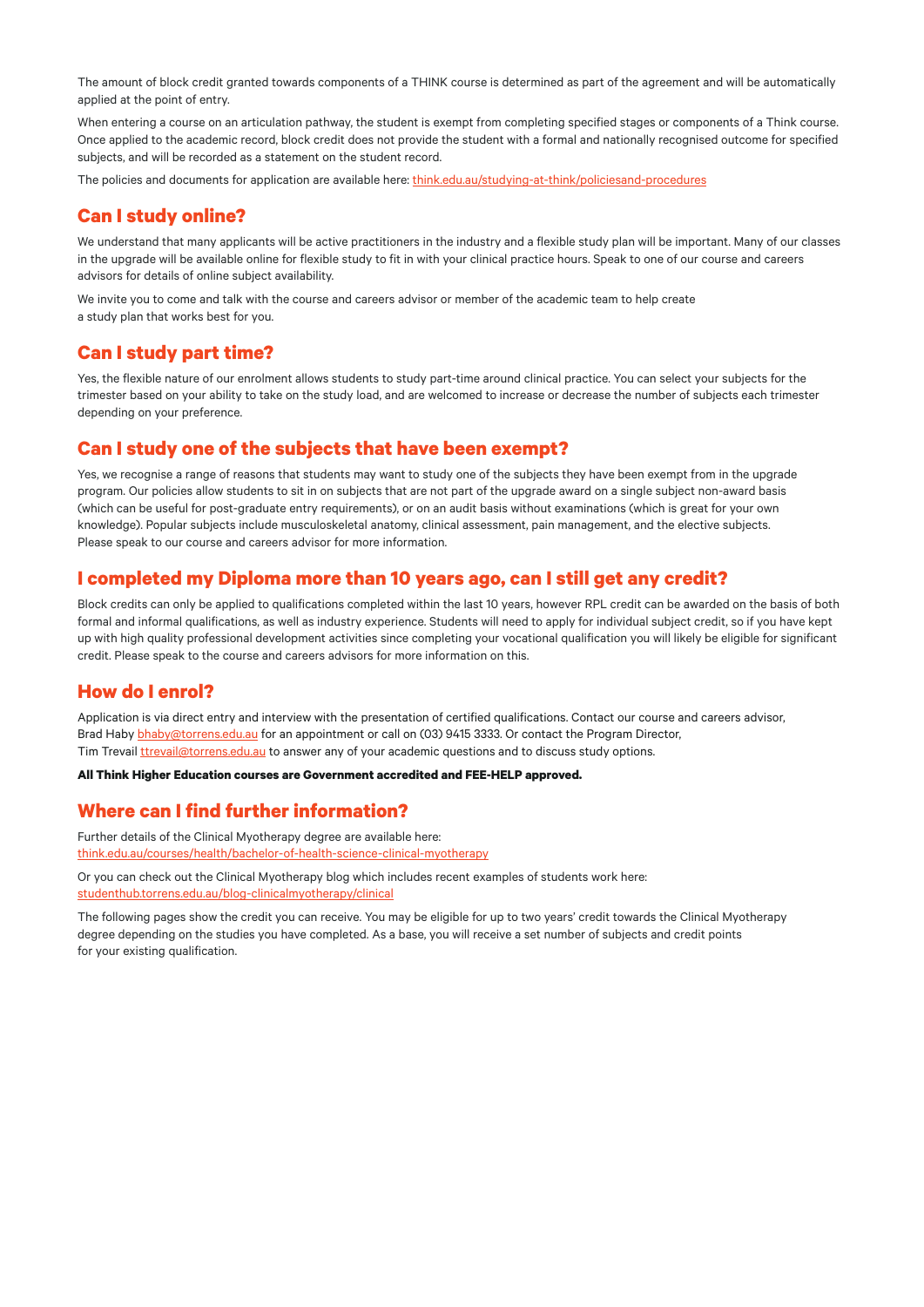The amount of block credit granted towards components of a THINK course is determined as part of the agreement and will be automatically applied at the point of entry.

When entering a course on an articulation pathway, the student is exempt from completing specified stages or components of a Think course. Once applied to the academic record, block credit does not provide the student with a formal and nationally recognised outcome for specified subjects, and will be recorded as a statement on the student record.

The policies and documents for application are available here: think.edu.au/studying-at-think/policiesand-procedures

## Can I study online?

We understand that many applicants will be active practitioners in the industry and a flexible study plan will be important. Many of our classes in the upgrade will be available online for flexible study to fit in with your clinical practice hours. Speak to one of our course and careers advisors for details of online subject availability.

We invite you to come and talk with the course and careers advisor or member of the academic team to help create a study plan that works best for you.

## Can I study part time?

Yes, the flexible nature of our enrolment allows students to study part-time around clinical practice. You can select your subjects for the trimester based on your ability to take on the study load, and are welcomed to increase or decrease the number of subjects each trimester depending on your preference.

## Can I study one of the subjects that have been exempt?

Yes, we recognise a range of reasons that students may want to study one of the subjects they have been exempt from in the upgrade program. Our policies allow students to sit in on subjects that are not part of the upgrade award on a single subject non-award basis (which can be useful for post-graduate entry requirements), or on an audit basis without examinations (which is great for your own knowledge). Popular subjects include musculoskeletal anatomy, clinical assessment, pain management, and the elective subjects. Please speak to our course and careers advisor for more information.

## I completed my Diploma more than 10 years ago, can I still get any credit?

Block credits can only be applied to qualifications completed within the last 10 years, however RPL credit can be awarded on the basis of both formal and informal qualifications, as well as industry experience. Students will need to apply for individual subject credit, so if you have kept up with high quality professional development activities since completing your vocational qualification you will likely be eligible for significant credit. Please speak to the course and careers advisors for more information on this.

## How do I enrol?

Application is via direct entry and interview with the presentation of certified qualifications. Contact our course and careers advisor, Brad Haby bhaby@torrens.edu.au for an appointment or call on (03) 9415 3333. Or contact the Program Director, Tim Trevail ttrevail@torrens.edu.au to answer any of your academic questions and to discuss study options.

**All Think Higher Education courses are Government accredited and FEE-HELP approved.**

## Where can I find further information?

Further details of the Clinical Myotherapy degree are available here: think.edu.au/courses/health/bachelor-of-health-science-clinical-myotherapy

Or you can check out the Clinical Myotherapy blog which includes recent examples of students work here: studenthub.torrens.edu.au/blog-clinicalmyotherapy/clinical

The following pages show the credit you can receive. You may be eligible for up to two years' credit towards the Clinical Myotherapy degree depending on the studies you have completed. As a base, you will receive a set number of subjects and credit points for your existing qualification.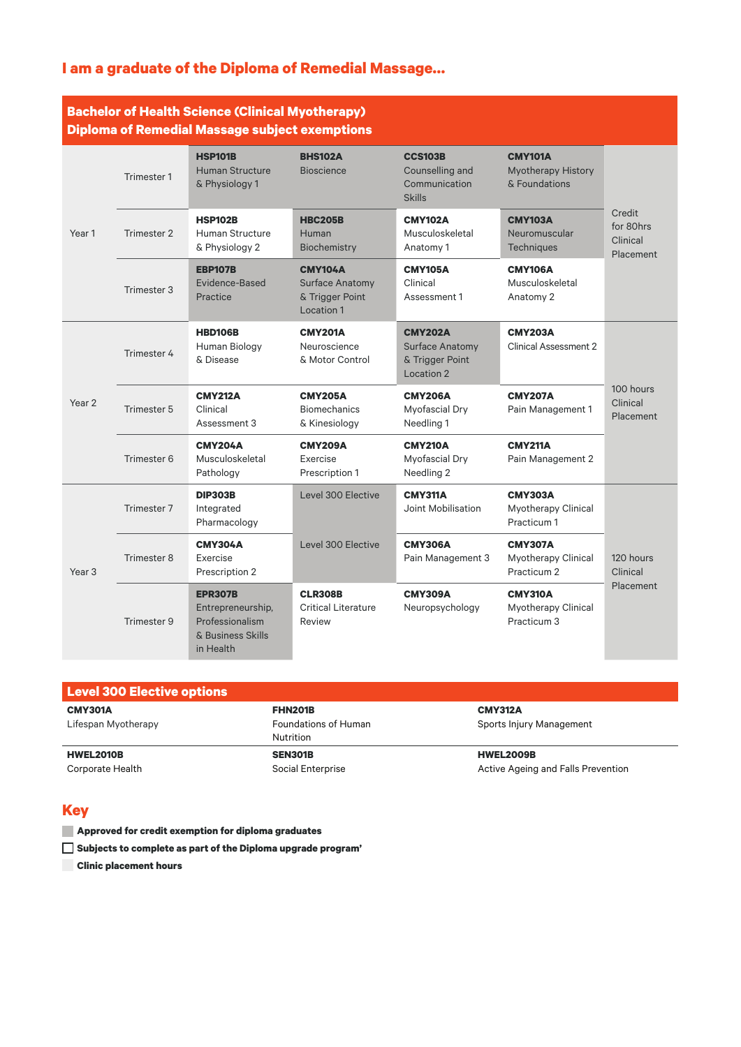## I am a graduate of the Diploma of Remedial Massage...

**Bachelor of Health Science (Clinical Myotherapy)**
**Diploma of Remedial Massage subject exemptions**

| Year | Trimester | | | | | Clinical Placement |
|---|---|---|---|---|---|---|
| Year 1 | Trimester 1 | **HSP101B** Human Structure & Physiology 1 | **BHS102A** Bioscience | **CCS103B** Counselling and Communication Skills | **CMY101A** Myotherapy History & Foundations | Credit for 80hrs Clinical Placement |
| | Trimester 2 | **HSP102B** Human Structure & Physiology 2 | **HBC205B** Human Biochemistry | **CMY102A** Musculoskeletal Anatomy 1 | **CMY103A** Neuromuscular Techniques | |
| | Trimester 3 | **EBP107B** Evidence-Based Practice | **CMY104A** Surface Anatomy & Trigger Point Location 1 | **CMY105A** Clinical Assessment 1 | **CMY106A** Musculoskeletal Anatomy 2 | |
| Year 2 | Trimester 4 | **HBD106B** Human Biology & Disease | **CMY201A** Neuroscience & Motor Control | **CMY202A** Surface Anatomy & Trigger Point Location 2 | **CMY203A** Clinical Assessment 2 | 100 hours Clinical Placement |
| | Trimester 5 | **CMY212A** Clinical Assessment 3 | **CMY205A** Biomechanics & Kinesiology | **CMY206A** Myofascial Dry Needling 1 | **CMY207A** Pain Management 1 | |
| | Trimester 6 | **CMY204A** Musculoskeletal Pathology | **CMY209A** Exercise Prescription 1 | **CMY210A** Myofascial Dry Needling 2 | **CMY211A** Pain Management 2 | |
| Year 3 | Trimester 7 | **DIP303B** Integrated Pharmacology | Level 300 Elective | **CMY311A** Joint Mobilisation | **CMY303A** Mythotherapy Clinical Practicum 1 | 120 hours Clinical Placement |
| | Trimester 8 | **CMY304A** Exercise Prescription 2 | Level 300 Elective | **CMY306A** Pain Management 3 | **CMY307A** Mythotherapy Clinical Practicum 2 | |
| | Trimester 9 | **EPR307B** Entrepreneurship, Professionalism & Business Skills in Health | **CLR308B** Critical Literature Review | **CMY309A** Neuropsychology | **CMY310A** Mythotherapy Clinical Practicum 3 | |

**Level 300 Elective options**

| | | |
|---|---|---|
| **CMY301A** Lifespan Myotherapy | **FHN201B** Foundations of Human Nutrition | **CMY312A** Sports Injury Management |
| **HWEL2010B** Corporate Health | **SEN301B** Social Enterprise | **HWEL2009B** Active Ageing and Falls Prevention |

## Key

- **Approved for credit exemption for diploma graduates**
- **Subjects to complete as part of the Diploma upgrade program'**
- **Clinic placement hours**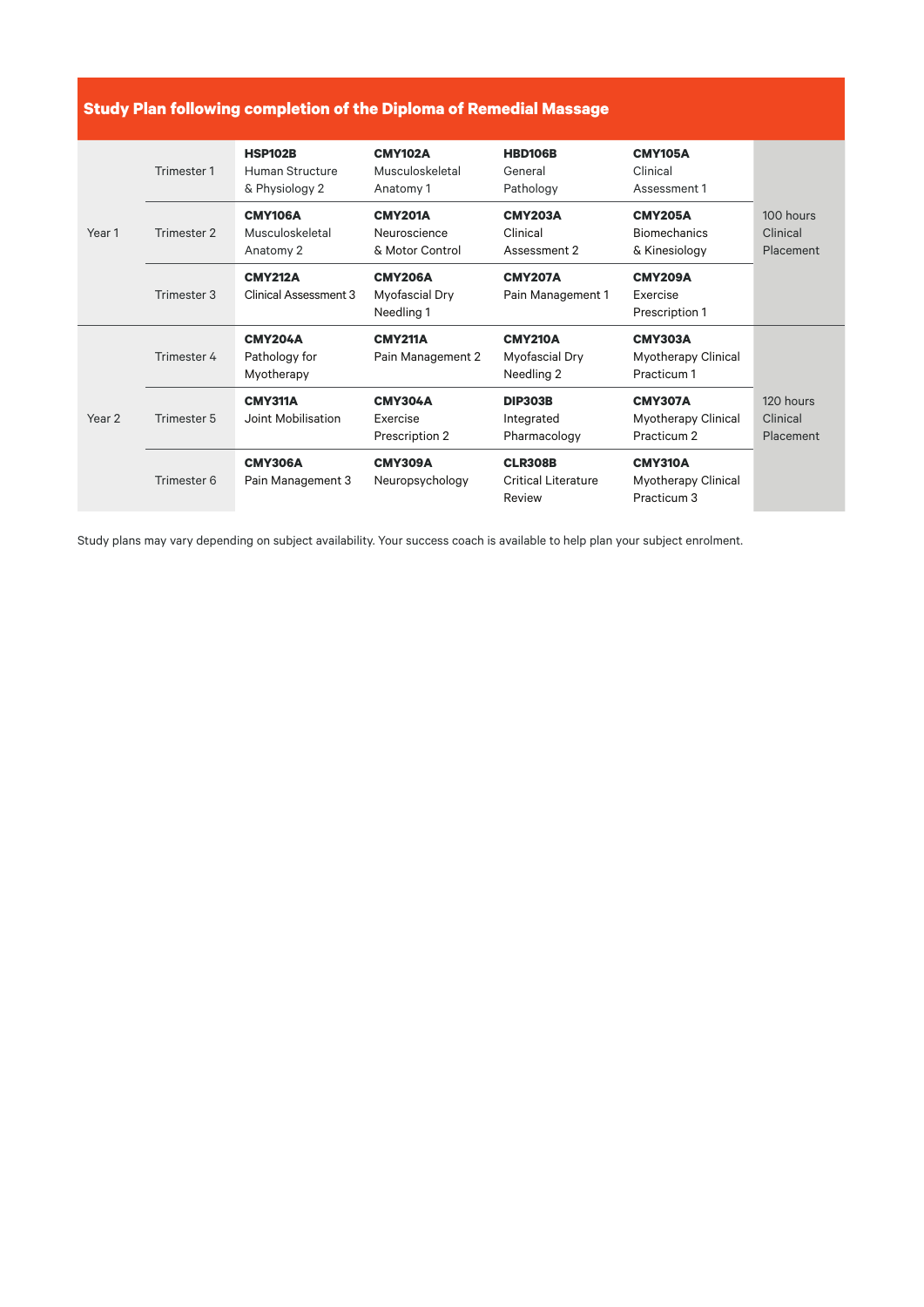## Study Plan following completion of the Diploma of Remedial Massage

| Year | Trimester | | | | | Clinical Placement |
|---|---|---|---|---|---|---|
| Year 1 | Trimester 1 | **HSP102B** Human Structure & Physiology 2 | **CMY102A** Musculoskeletal Anatomy 1 | **HBD106B** General Pathology | **CMY105A** Clinical Assessment 1 | 100 hours Clinical Placement |
| | Trimester 2 | **CMY106A** Musculoskeletal Anatomy 2 | **CMY201A** Neuroscience & Motor Control | **CMY203A** Clinical Assessment 2 | **CMY205A** Biomechanics & Kinesiology | |
| | Trimester 3 | **CMY212A** Clinical Assessment 3 | **CMY206A** Myofascial Dry Needling 1 | **CMY207A** Pain Management 1 | **CMY209A** Exercise Prescription 1 | |
| Year 2 | Trimester 4 | **CMY204A** Pathology for Myotherapy | **CMY211A** Pain Management 2 | **CMY210A** Myofascial Dry Needling 2 | **CMY303A** Myotherapy Clinical Practicum 1 | 120 hours Clinical Placement |
| | Trimester 5 | **CMY311A** Joint Mobilisation | **CMY304A** Exercise Prescription 2 | **DIP303B** Integrated Pharmacology | **CMY307A** Myotherapy Clinical Practicum 2 | |
| | Trimester 6 | **CMY306A** Pain Management 3 | **CMY309A** Neuropsychology | **CLR308B** Critical Literature Review | **CMY310A** Myotherapy Clinical Practicum 3 | |

Study plans may vary depending on subject availability. Your success coach is available to help plan your subject enrolment.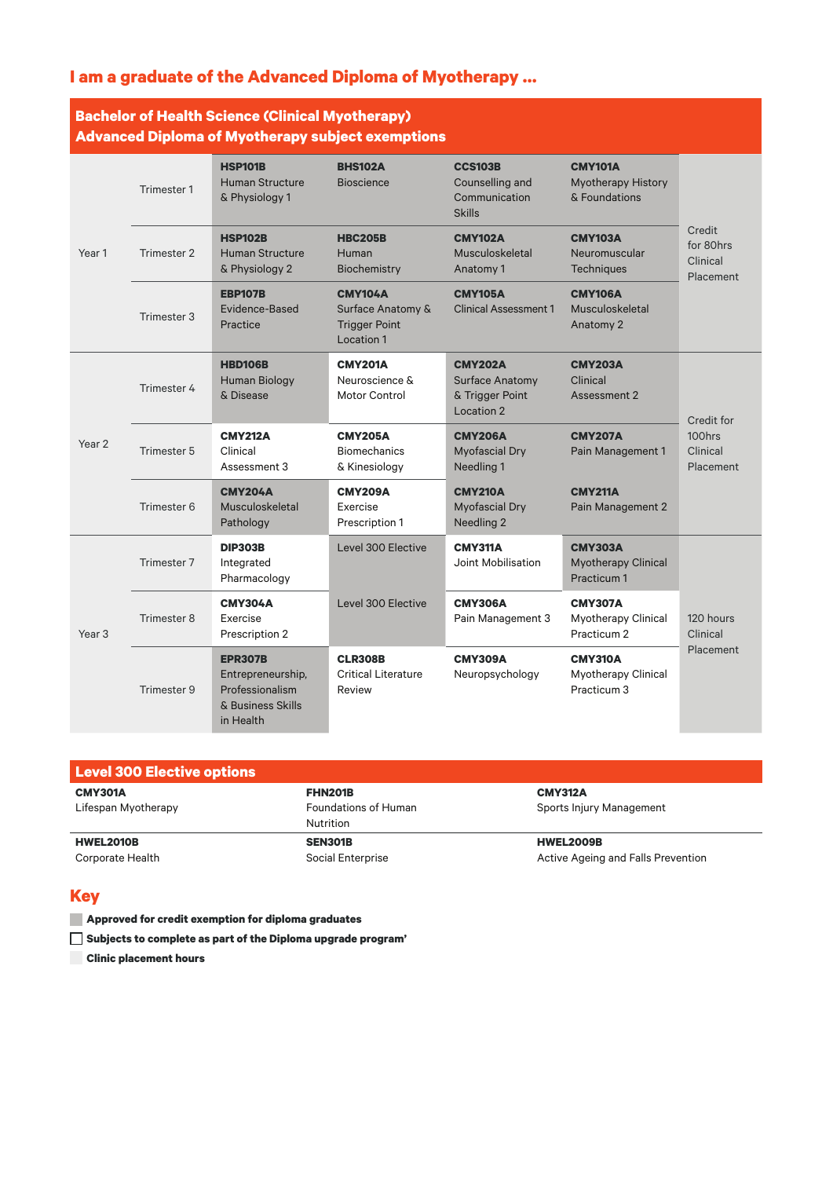## I am a graduate of the Advanced Diploma of Myotherapy ...

**Bachelor of Health Science (Clinical Myotherapy)**
**Advanced Diploma of Myotherapy subject exemptions**

| Year | Trimester | | | | | Clinical Placement |
|---|---|---|---|---|---|---|
| Year 1 | Trimester 1 | **HSP101B** Human Structure & Physiology 1 | **BHS102A** Bioscience | **CCS103B** Counselling and Communication Skills | **CMY101A** Myotherapy History & Foundations | Credit for 80hrs Clinical Placement |
| | Trimester 2 | **HSP102B** Human Structure & Physiology 2 | **HBC205B** Human Biochemistry | **CMY102A** Musculoskeletal Anatomy 1 | **CMY103A** Neuromuscular Techniques | |
| | Trimester 3 | **EBP107B** Evidence-Based Practice | **CMY104A** Surface Anatomy & Trigger Point Location 1 | **CMY105A** Clinical Assessment 1 | **CMY106A** Musculoskeletal Anatomy 2 | |
| Year 2 | Trimester 4 | **HBD106B** Human Biology & Disease | **CMY201A** Neuroscience & Motor Control | **CMY202A** Surface Anatomy & Trigger Point Location 2 | **CMY203A** Clinical Assessment 2 | Credit for 100hrs Clinical Placement |
| | Trimester 5 | **CMY212A** Clinical Assessment 3 | **CMY205A** Biomechanics & Kinesiology | **CMY206A** Myofascial Dry Needling 1 | **CMY207A** Pain Management 1 | |
| | Trimester 6 | **CMY204A** Musculoskeletal Pathology | **CMY209A** Exercise Prescription 1 | **CMY210A** Myofascial Dry Needling 2 | **CMY211A** Pain Management 2 | |
| Year 3 | Trimester 7 | **DIP303B** Integrated Pharmacology | Level 300 Elective | **CMY311A** Joint Mobilisation | **CMY303A** Myotherapy Clinical Practicum 1 | 120 hours Clinical Placement |
| | Trimester 8 | **CMY304A** Exercise Prescription 2 | Level 300 Elective | **CMY306A** Pain Management 3 | **CMY307A** Myotherapy Clinical Practicum 2 | |
| | Trimester 9 | **EPR307B** Entrepreneurship, Professionalism & Business Skills in Health | **CLR308B** Critical Literature Review | **CMY309A** Neuropsychology | **CMY310A** Myotherapy Clinical Practicum 3 | |

**Level 300 Elective options**

| | | |
|---|---|---|
| **CMY301A** Lifespan Myotherapy | **FHN201B** Foundations of Human Nutrition | **CMY312A** Sports Injury Management |
| **HWEL2010B** Corporate Health | **SEN301B** Social Enterprise | **HWEL2009B** Active Ageing and Falls Prevention |

## Key

- **Approved for credit exemption for diploma graduates**
- **Subjects to complete as part of the Diploma upgrade program'**
- **Clinic placement hours**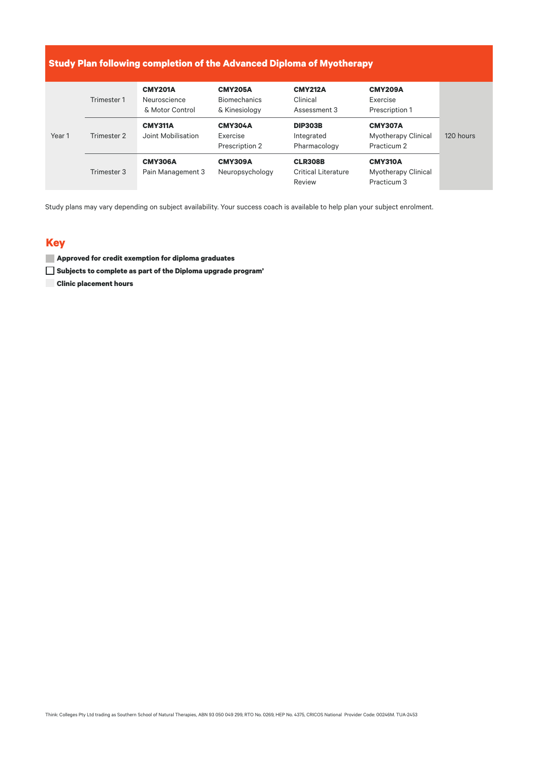## Study Plan following completion of the Advanced Diploma of Myotherapy

| | | | | | | |
|---|---|---|---|---|---|---|
| Year 1 | Trimester 1 | **CMY201A** Neuroscience & Motor Control | **CMY205A** Biomechanics & Kinesiology | **CMY212A** Clinical Assessment 3 | **CMY209A** Exercise Prescription 1 | 120 hours |
| | Trimester 2 | **CMY311A** Joint Mobilisation | **CMY304A** Exercise Prescription 2 | **DIP303B** Integrated Pharmacology | **CMY307A** Myotherapy Clinical Practicum 2 | |
| | Trimester 3 | **CMY306A** Pain Management 3 | **CMY309A** Neuropsychology | **CLR308B** Critical Literature Review | **CMY310A** Myotherapy Clinical Practicum 3 | |

Study plans may vary depending on subject availability. Your success coach is available to help plan your subject enrolment.

## Key

**Approved for credit exemption for diploma graduates**

**Subjects to complete as part of the Diploma upgrade program'**

**Clinic placement hours**

Think: Colleges Pty Ltd trading as Southern School of Natural Therapies, ABN 93 050 049 299, RTO No. 0269, HEP No. 4375, CRICOS National Provider Code: 00246M. TUA-2453